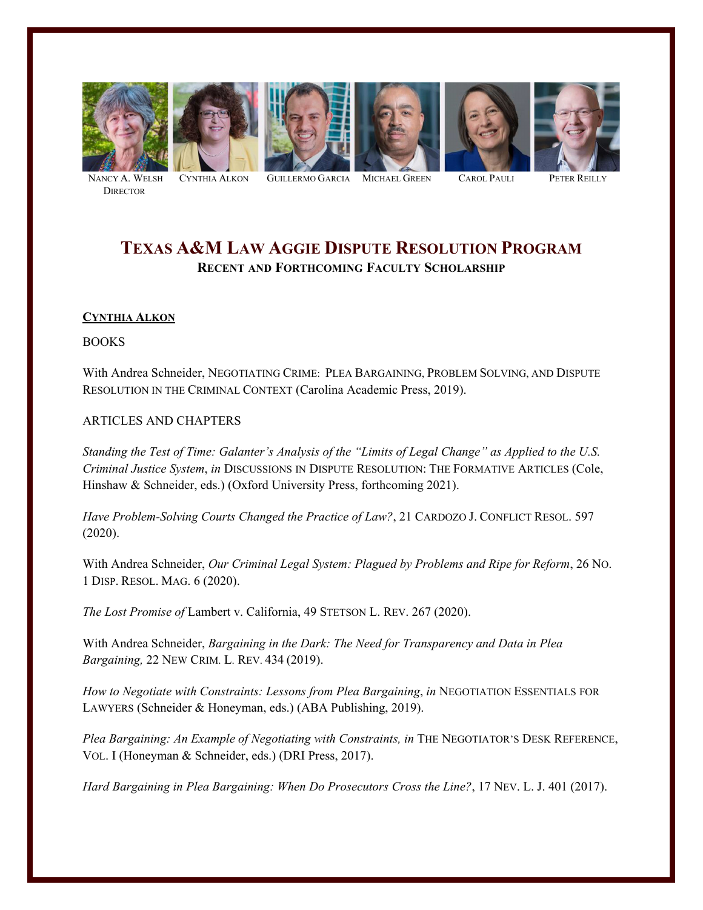Nancy A. Welsh
Director

Cynthia Alkon

Guillermo Garcia

Michael Green

Carol Pauli

Peter Reilly

# Texas A&M Law Aggie Dispute Resolution Program

## Recent and Forthcoming Faculty Scholarship

### CYNTHIA ALKON

BOOKS

With Andrea Schneider, NEGOTIATING CRIME: PLEA BARGAINING, PROBLEM SOLVING, AND DISPUTE RESOLUTION IN THE CRIMINAL CONTEXT (Carolina Academic Press, 2019).

ARTICLES AND CHAPTERS

*Standing the Test of Time: Galanter's Analysis of the "Limits of Legal Change" as Applied to the U.S. Criminal Justice System*, *in* DISCUSSIONS IN DISPUTE RESOLUTION: THE FORMATIVE ARTICLES (Cole, Hinshaw & Schneider, eds.) (Oxford University Press, forthcoming 2021).

*Have Problem-Solving Courts Changed the Practice of Law?*, 21 CARDOZO J. CONFLICT RESOL. 597 (2020).

With Andrea Schneider, *Our Criminal Legal System: Plagued by Problems and Ripe for Reform*, 26 NO. 1 DISP. RESOL. MAG. 6 (2020).

*The Lost Promise of* Lambert v. California, 49 STETSON L. REV. 267 (2020).

With Andrea Schneider, *Bargaining in the Dark: The Need for Transparency and Data in Plea Bargaining,* 22 NEW CRIM. L. REV. 434 (2019).

*How to Negotiate with Constraints: Lessons from Plea Bargaining*, *in* NEGOTIATION ESSENTIALS FOR LAWYERS (Schneider & Honeyman, eds.) (ABA Publishing, 2019).

*Plea Bargaining: An Example of Negotiating with Constraints, in* THE NEGOTIATOR'S DESK REFERENCE, VOL. I (Honeyman & Schneider, eds.) (DRI Press, 2017).

*Hard Bargaining in Plea Bargaining: When Do Prosecutors Cross the Line?*, 17 NEV. L. J. 401 (2017).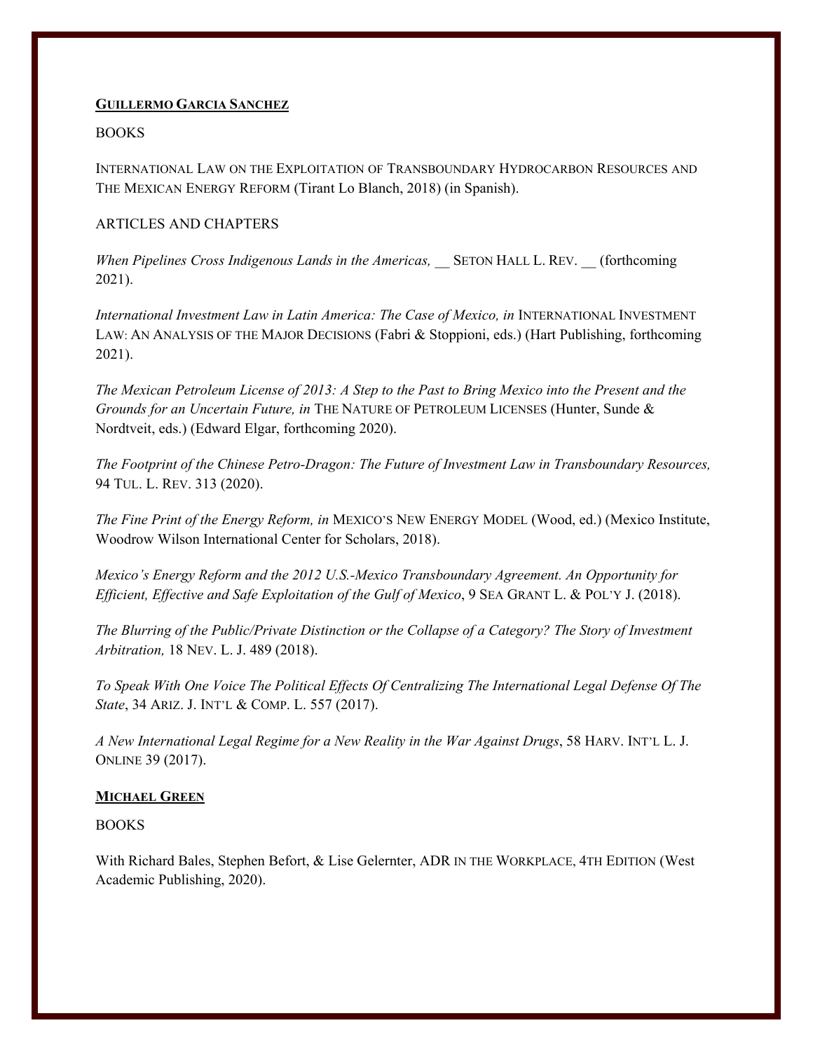## GUILLERMO GARCIA SANCHEZ

BOOKS

INTERNATIONAL LAW ON THE EXPLOITATION OF TRANSBOUNDARY HYDROCARBON RESOURCES AND THE MEXICAN ENERGY REFORM (Tirant Lo Blanch, 2018) (in Spanish).

ARTICLES AND CHAPTERS

*When Pipelines Cross Indigenous Lands in the Americas,* __ SETON HALL L. REV. __ (forthcoming 2021).

*International Investment Law in Latin America: The Case of Mexico, in* INTERNATIONAL INVESTMENT LAW: AN ANALYSIS OF THE MAJOR DECISIONS (Fabri & Stoppioni, eds.) (Hart Publishing, forthcoming 2021).

*The Mexican Petroleum License of 2013: A Step to the Past to Bring Mexico into the Present and the Grounds for an Uncertain Future, in* THE NATURE OF PETROLEUM LICENSES (Hunter, Sunde & Nordtveit, eds.) (Edward Elgar, forthcoming 2020).

*The Footprint of the Chinese Petro-Dragon: The Future of Investment Law in Transboundary Resources,* 94 TUL. L. REV. 313 (2020).

*The Fine Print of the Energy Reform, in* MEXICO'S NEW ENERGY MODEL (Wood, ed.) (Mexico Institute, Woodrow Wilson International Center for Scholars, 2018).

*Mexico's Energy Reform and the 2012 U.S.-Mexico Transboundary Agreement. An Opportunity for Efficient, Effective and Safe Exploitation of the Gulf of Mexico*, 9 SEA GRANT L. & POL'Y J. (2018).

*The Blurring of the Public/Private Distinction or the Collapse of a Category? The Story of Investment Arbitration,* 18 NEV. L. J. 489 (2018).

*To Speak With One Voice The Political Effects Of Centralizing The International Legal Defense Of The State*, 34 ARIZ. J. INT'L & COMP. L. 557 (2017).

*A New International Legal Regime for a New Reality in the War Against Drugs*, 58 HARV. INT'L L. J. ONLINE 39 (2017).

## MICHAEL GREEN

BOOKS

With Richard Bales, Stephen Befort, & Lise Gelernter, ADR IN THE WORKPLACE, 4TH EDITION (West Academic Publishing, 2020).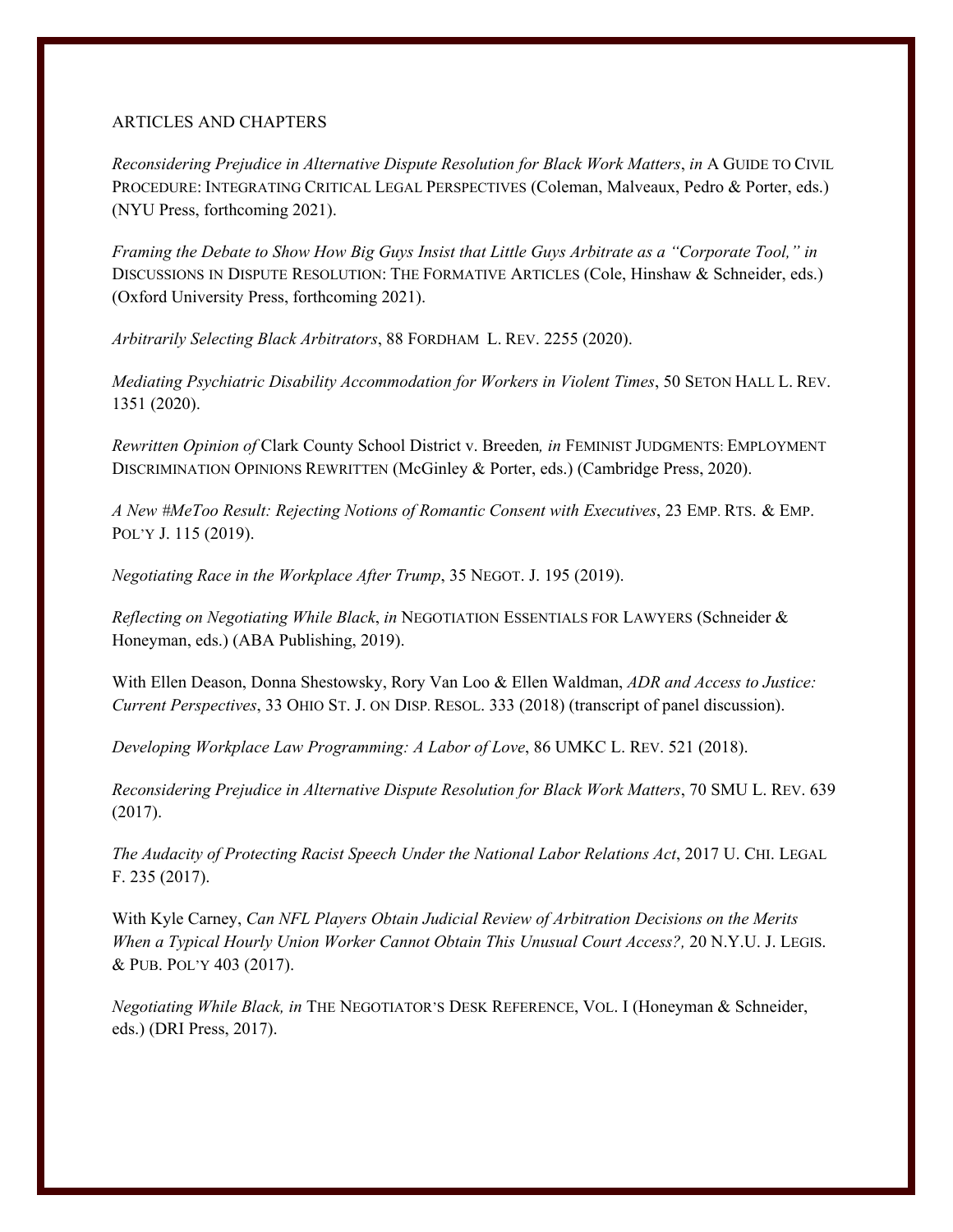ARTICLES AND CHAPTERS

*Reconsidering Prejudice in Alternative Dispute Resolution for Black Work Matters*, *in* A GUIDE TO CIVIL PROCEDURE: INTEGRATING CRITICAL LEGAL PERSPECTIVES (Coleman, Malveaux, Pedro & Porter, eds.) (NYU Press, forthcoming 2021).

*Framing the Debate to Show How Big Guys Insist that Little Guys Arbitrate as a "Corporate Tool," in* DISCUSSIONS IN DISPUTE RESOLUTION: THE FORMATIVE ARTICLES (Cole, Hinshaw & Schneider, eds.) (Oxford University Press, forthcoming 2021).

*Arbitrarily Selecting Black Arbitrators*, 88 FORDHAM L. REV. 2255 (2020).

*Mediating Psychiatric Disability Accommodation for Workers in Violent Times*, 50 SETON HALL L. REV. 1351 (2020).

*Rewritten Opinion of* Clark County School District v. Breeden*, in* FEMINIST JUDGMENTS: EMPLOYMENT DISCRIMINATION OPINIONS REWRITTEN (McGinley & Porter, eds.) (Cambridge Press, 2020).

*A New #MeToo Result: Rejecting Notions of Romantic Consent with Executives*, 23 EMP. RTS. & EMP. POL'Y J. 115 (2019).

*Negotiating Race in the Workplace After Trump*, 35 NEGOT. J. 195 (2019).

*Reflecting on Negotiating While Black*, *in* NEGOTIATION ESSENTIALS FOR LAWYERS (Schneider & Honeyman, eds.) (ABA Publishing, 2019).

With Ellen Deason, Donna Shestowsky, Rory Van Loo & Ellen Waldman, *ADR and Access to Justice: Current Perspectives*, 33 OHIO ST. J. ON DISP. RESOL. 333 (2018) (transcript of panel discussion).

*Developing Workplace Law Programming: A Labor of Love*, 86 UMKC L. REV. 521 (2018).

*Reconsidering Prejudice in Alternative Dispute Resolution for Black Work Matters*, 70 SMU L. REV. 639 (2017).

*The Audacity of Protecting Racist Speech Under the National Labor Relations Act*, 2017 U. CHI. LEGAL F. 235 (2017).

With Kyle Carney, *Can NFL Players Obtain Judicial Review of Arbitration Decisions on the Merits When a Typical Hourly Union Worker Cannot Obtain This Unusual Court Access?,* 20 N.Y.U. J. LEGIS. & PUB. POL'Y 403 (2017).

*Negotiating While Black, in* THE NEGOTIATOR'S DESK REFERENCE, VOL. I (Honeyman & Schneider, eds.) (DRI Press, 2017).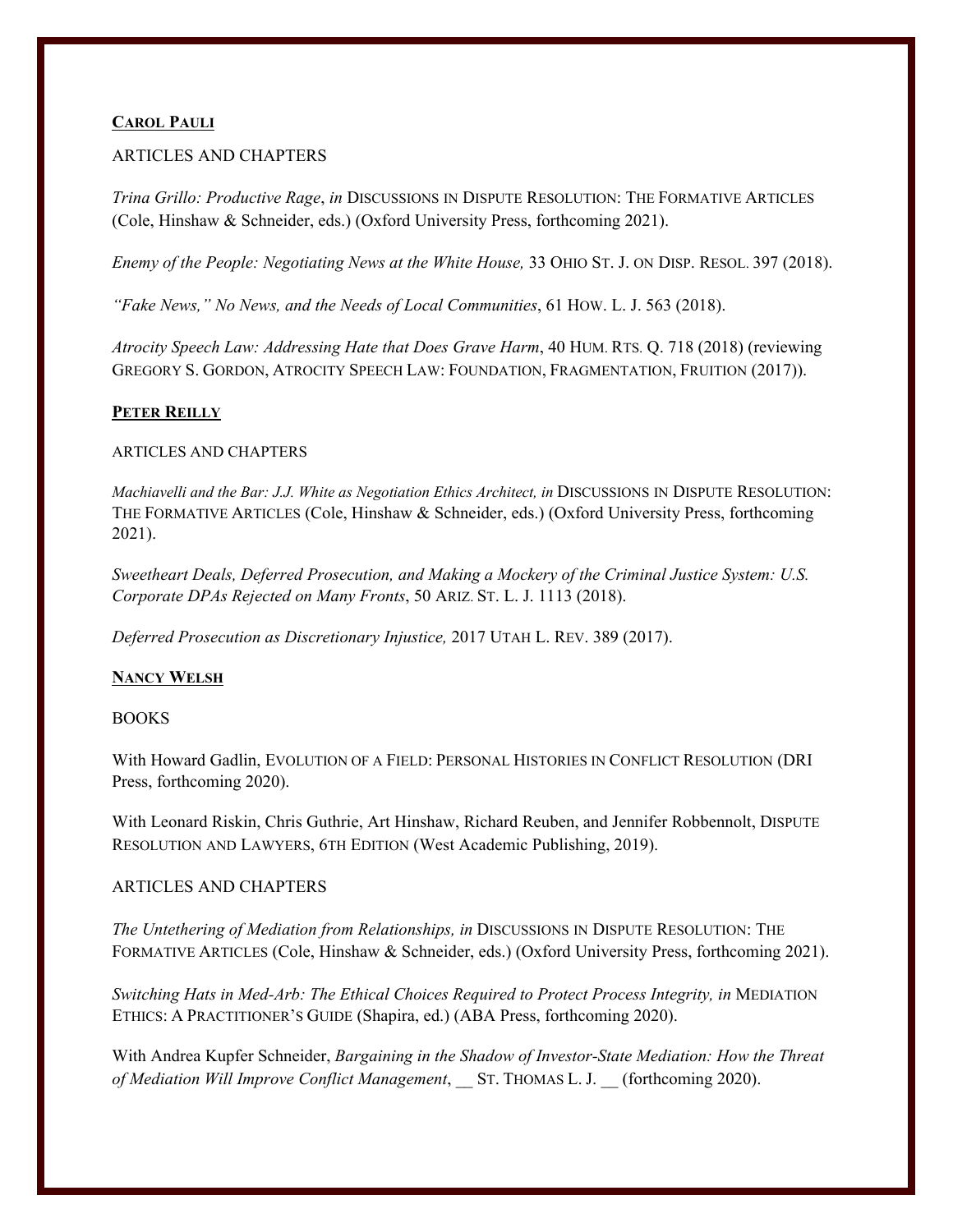**CAROL PAULI**

ARTICLES AND CHAPTERS

*Trina Grillo: Productive Rage*, *in* DISCUSSIONS IN DISPUTE RESOLUTION: THE FORMATIVE ARTICLES (Cole, Hinshaw & Schneider, eds.) (Oxford University Press, forthcoming 2021).

*Enemy of the People: Negotiating News at the White House,* 33 OHIO ST. J. ON DISP. RESOL. 397 (2018).

*"Fake News," No News, and the Needs of Local Communities*, 61 HOW. L. J. 563 (2018).

*Atrocity Speech Law: Addressing Hate that Does Grave Harm*, 40 HUM. RTS. Q. 718 (2018) (reviewing GREGORY S. GORDON, ATROCITY SPEECH LAW: FOUNDATION, FRAGMENTATION, FRUITION (2017)).

**PETER REILLY**

ARTICLES AND CHAPTERS

*Machiavelli and the Bar: J.J. White as Negotiation Ethics Architect, in* DISCUSSIONS IN DISPUTE RESOLUTION: THE FORMATIVE ARTICLES (Cole, Hinshaw & Schneider, eds.) (Oxford University Press, forthcoming 2021).

*Sweetheart Deals, Deferred Prosecution, and Making a Mockery of the Criminal Justice System: U.S. Corporate DPAs Rejected on Many Fronts*, 50 ARIZ. ST. L. J. 1113 (2018).

*Deferred Prosecution as Discretionary Injustice,* 2017 UTAH L. REV. 389 (2017).

**NANCY WELSH**

BOOKS

With Howard Gadlin, EVOLUTION OF A FIELD: PERSONAL HISTORIES IN CONFLICT RESOLUTION (DRI Press, forthcoming 2020).

With Leonard Riskin, Chris Guthrie, Art Hinshaw, Richard Reuben, and Jennifer Robbennolt, DISPUTE RESOLUTION AND LAWYERS, 6TH EDITION (West Academic Publishing, 2019).

ARTICLES AND CHAPTERS

*The Untethering of Mediation from Relationships, in* DISCUSSIONS IN DISPUTE RESOLUTION: THE FORMATIVE ARTICLES (Cole, Hinshaw & Schneider, eds.) (Oxford University Press, forthcoming 2021).

*Switching Hats in Med-Arb: The Ethical Choices Required to Protect Process Integrity, in* MEDIATION ETHICS: A PRACTITIONER'S GUIDE (Shapira, ed.) (ABA Press, forthcoming 2020).

With Andrea Kupfer Schneider, *Bargaining in the Shadow of Investor-State Mediation: How the Threat of Mediation Will Improve Conflict Management*, __ ST. THOMAS L. J. __ (forthcoming 2020).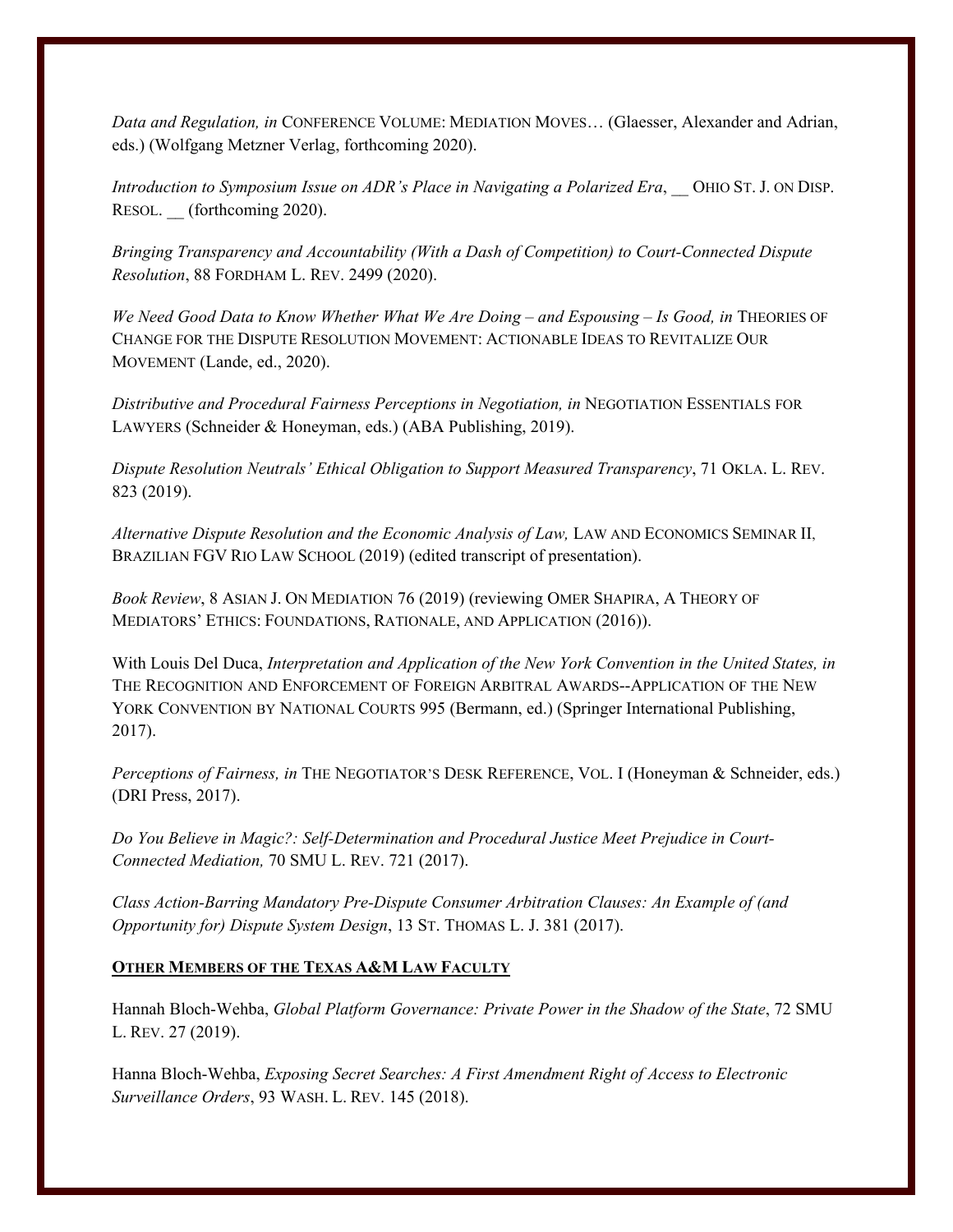*Data and Regulation, in* CONFERENCE VOLUME: MEDIATION MOVES… (Glaesser, Alexander and Adrian, eds.) (Wolfgang Metzner Verlag, forthcoming 2020).

*Introduction to Symposium Issue on ADR's Place in Navigating a Polarized Era*, __ OHIO ST. J. ON DISP. RESOL. __ (forthcoming 2020).

*Bringing Transparency and Accountability (With a Dash of Competition) to Court-Connected Dispute Resolution*, 88 FORDHAM L. REV. 2499 (2020).

*We Need Good Data to Know Whether What We Are Doing – and Espousing – Is Good, in* THEORIES OF CHANGE FOR THE DISPUTE RESOLUTION MOVEMENT: ACTIONABLE IDEAS TO REVITALIZE OUR MOVEMENT (Lande, ed., 2020).

*Distributive and Procedural Fairness Perceptions in Negotiation, in* NEGOTIATION ESSENTIALS FOR LAWYERS (Schneider & Honeyman, eds.) (ABA Publishing, 2019).

*Dispute Resolution Neutrals' Ethical Obligation to Support Measured Transparency*, 71 OKLA. L. REV. 823 (2019).

*Alternative Dispute Resolution and the Economic Analysis of Law,* LAW AND ECONOMICS SEMINAR II, BRAZILIAN FGV RIO LAW SCHOOL (2019) (edited transcript of presentation).

*Book Review*, 8 ASIAN J. ON MEDIATION 76 (2019) (reviewing OMER SHAPIRA, A THEORY OF MEDIATORS' ETHICS: FOUNDATIONS, RATIONALE, AND APPLICATION (2016)).

With Louis Del Duca, *Interpretation and Application of the New York Convention in the United States, in* THE RECOGNITION AND ENFORCEMENT OF FOREIGN ARBITRAL AWARDS--APPLICATION OF THE NEW YORK CONVENTION BY NATIONAL COURTS 995 (Bermann, ed.) (Springer International Publishing, 2017).

*Perceptions of Fairness, in* THE NEGOTIATOR'S DESK REFERENCE, VOL. I (Honeyman & Schneider, eds.) (DRI Press, 2017).

*Do You Believe in Magic?: Self-Determination and Procedural Justice Meet Prejudice in Court-Connected Mediation,* 70 SMU L. REV. 721 (2017).

*Class Action-Barring Mandatory Pre-Dispute Consumer Arbitration Clauses: An Example of (and Opportunity for) Dispute System Design*, 13 ST. THOMAS L. J. 381 (2017).

**<u>OTHER MEMBERS OF THE TEXAS A&M LAW FACULTY</u>**

Hannah Bloch-Wehba, *Global Platform Governance: Private Power in the Shadow of the State*, 72 SMU L. REV. 27 (2019).

Hanna Bloch-Wehba, *Exposing Secret Searches: A First Amendment Right of Access to Electronic Surveillance Orders*, 93 WASH. L. REV. 145 (2018).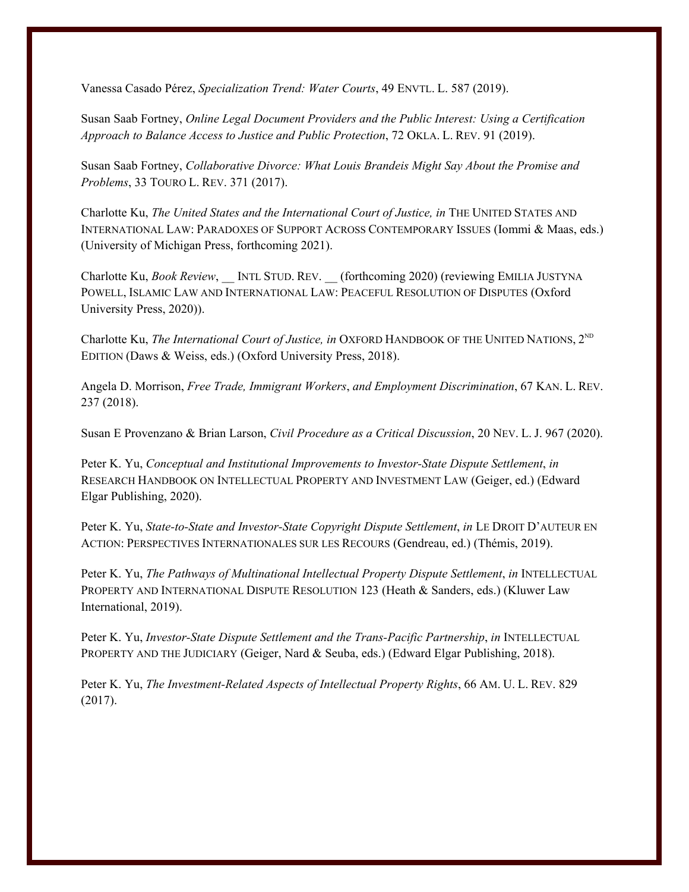Vanessa Casado Pérez, *Specialization Trend: Water Courts*, 49 ENVTL. L. 587 (2019).

Susan Saab Fortney, *Online Legal Document Providers and the Public Interest: Using a Certification Approach to Balance Access to Justice and Public Protection*, 72 OKLA. L. REV. 91 (2019).

Susan Saab Fortney, *Collaborative Divorce: What Louis Brandeis Might Say About the Promise and Problems*, 33 TOURO L. REV. 371 (2017).

Charlotte Ku, *The United States and the International Court of Justice, in* THE UNITED STATES AND INTERNATIONAL LAW: PARADOXES OF SUPPORT ACROSS CONTEMPORARY ISSUES (Iommi & Maas, eds.) (University of Michigan Press, forthcoming 2021).

Charlotte Ku, *Book Review*, __ INTL STUD. REV. __ (forthcoming 2020) (reviewing EMILIA JUSTYNA POWELL, ISLAMIC LAW AND INTERNATIONAL LAW: PEACEFUL RESOLUTION OF DISPUTES (Oxford University Press, 2020)).

Charlotte Ku, *The International Court of Justice, in* OXFORD HANDBOOK OF THE UNITED NATIONS, 2[ND] EDITION (Daws & Weiss, eds.) (Oxford University Press, 2018).

Angela D. Morrison, *Free Trade, Immigrant Workers, and Employment Discrimination*, 67 KAN. L. REV. 237 (2018).

Susan E Provenzano & Brian Larson, *Civil Procedure as a Critical Discussion*, 20 NEV. L. J. 967 (2020).

Peter K. Yu, *Conceptual and Institutional Improvements to Investor-State Dispute Settlement*, *in* RESEARCH HANDBOOK ON INTELLECTUAL PROPERTY AND INVESTMENT LAW (Geiger, ed.) (Edward Elgar Publishing, 2020).

Peter K. Yu, *State-to-State and Investor-State Copyright Dispute Settlement*, *in* LE DROIT D'AUTEUR EN ACTION: PERSPECTIVES INTERNATIONALES SUR LES RECOURS (Gendreau, ed.) (Thémis, 2019).

Peter K. Yu, *The Pathways of Multinational Intellectual Property Dispute Settlement*, *in* INTELLECTUAL PROPERTY AND INTERNATIONAL DISPUTE RESOLUTION 123 (Heath & Sanders, eds.) (Kluwer Law International, 2019).

Peter K. Yu, *Investor-State Dispute Settlement and the Trans-Pacific Partnership*, *in* INTELLECTUAL PROPERTY AND THE JUDICIARY (Geiger, Nard & Seuba, eds.) (Edward Elgar Publishing, 2018).

Peter K. Yu, *The Investment-Related Aspects of Intellectual Property Rights*, 66 AM. U. L. REV. 829 (2017).